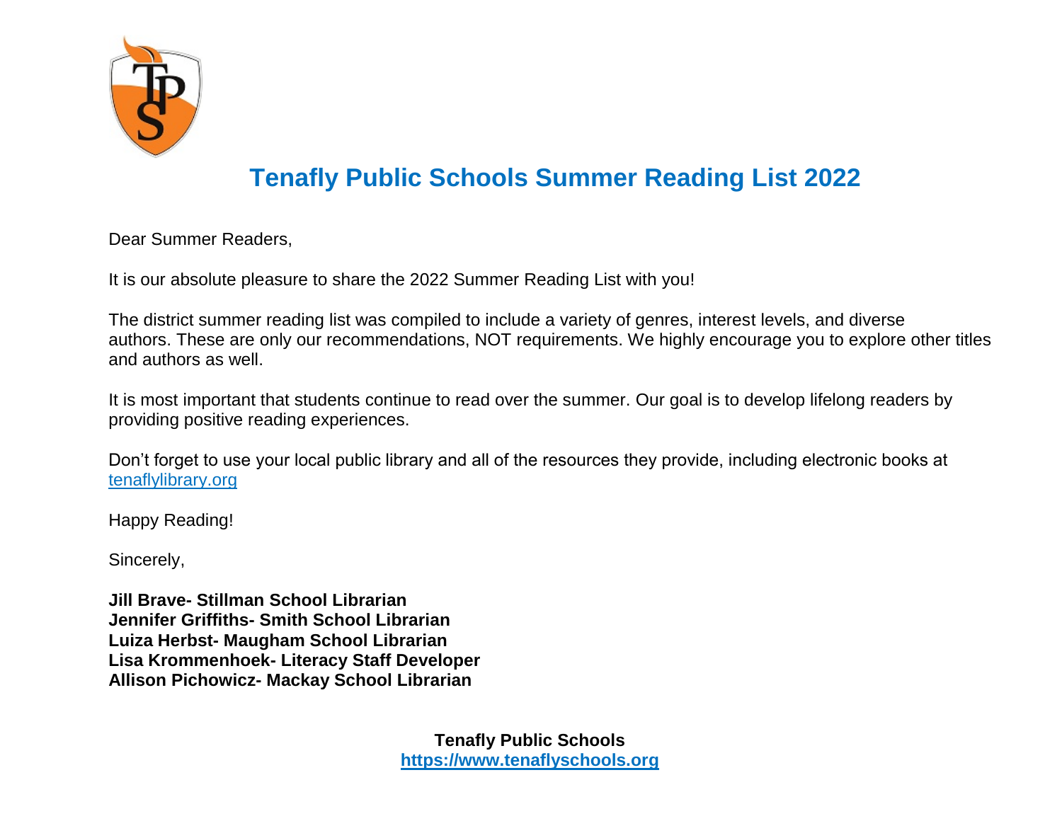# Tenafly Public Schools Summer Reading List 2022

Dear Summer Readers,

It is our absolute pleasure to share the 2022 Summer Reading List with you!

The district summer reading list was compiled to include a variety of genres, interest levels, and diverse authors. These are only our recommendations, NOT requirements. We highly encourage you to explore other titles and authors as well.

It is most important that students continue to read over the summer. Our goal is to develop lifelong readers by providing positive reading experiences.

Don't forget to use your local public library and all of the resources they provide, including electronic books at [tenaflylibrary.org](tenaflylibrary.org)

Happy Reading!

Sincerely,

**Jill Brave- Stillman School Librarian**
**Jennifer Griffiths- Smith School Librarian**
**Luiza Herbst- Maugham School Librarian**
**Lisa Krommenhoek- Literacy Staff Developer**
**Allison Pichowicz- Mackay School Librarian**

**Tenafly Public Schools**
**[https://www.tenaflyschools.org](https://www.tenaflyschools.org)**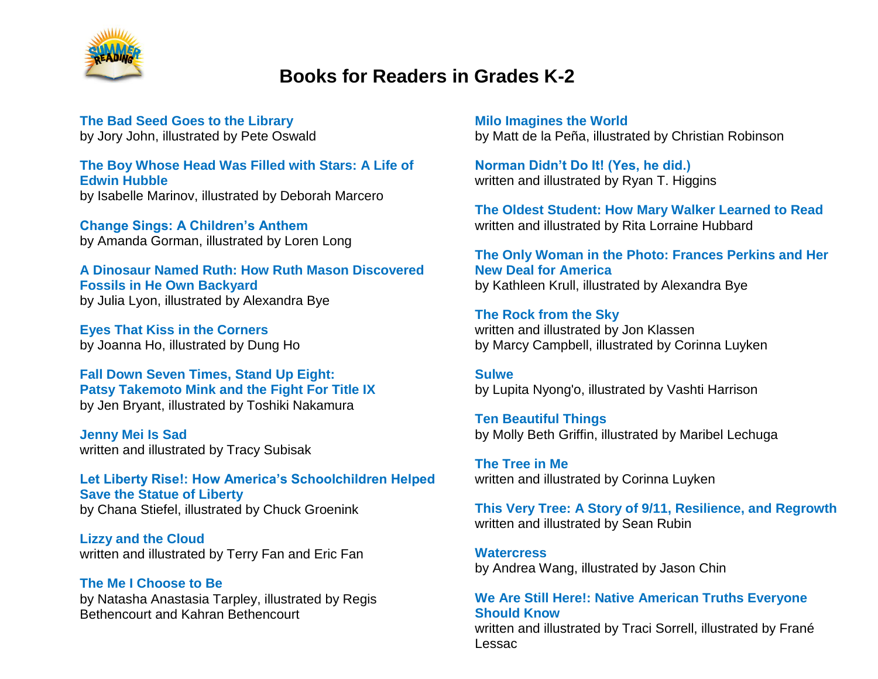# Books for Readers in Grades K-2

**The Bad Seed Goes to the Library**
by Jory John, illustrated by Pete Oswald

**The Boy Whose Head Was Filled with Stars: A Life of Edwin Hubble**
by Isabelle Marinov, illustrated by Deborah Marcero

**Change Sings: A Children's Anthem**
by Amanda Gorman, illustrated by Loren Long

**A Dinosaur Named Ruth: How Ruth Mason Discovered Fossils in He Own Backyard**
by Julia Lyon, illustrated by Alexandra Bye

**Eyes That Kiss in the Corners**
by Joanna Ho, illustrated by Dung Ho

**Fall Down Seven Times, Stand Up Eight: Patsy Takemoto Mink and the Fight For Title IX**
by Jen Bryant, illustrated by Toshiki Nakamura

**Jenny Mei Is Sad**
written and illustrated by Tracy Subisak

**Let Liberty Rise!: How America's Schoolchildren Helped Save the Statue of Liberty**
by Chana Stiefel, illustrated by Chuck Groenink

**Lizzy and the Cloud**
written and illustrated by Terry Fan and Eric Fan

**The Me I Choose to Be**
by Natasha Anastasia Tarpley, illustrated by Regis Bethencourt and Kahran Bethencourt

**Milo Imagines the World**
by Matt de la Peña, illustrated by Christian Robinson

**Norman Didn't Do It! (Yes, he did.)**
written and illustrated by Ryan T. Higgins

**The Oldest Student: How Mary Walker Learned to Read**
written and illustrated by Rita Lorraine Hubbard

**The Only Woman in the Photo: Frances Perkins and Her New Deal for America**
by Kathleen Krull, illustrated by Alexandra Bye

**The Rock from the Sky**
written and illustrated by Jon Klassen
by Marcy Campbell, illustrated by Corinna Luyken

**Sulwe**
by Lupita Nyong'o, illustrated by Vashti Harrison

**Ten Beautiful Things**
by Molly Beth Griffin, illustrated by Maribel Lechuga

**The Tree in Me**
written and illustrated by Corinna Luyken

**This Very Tree: A Story of 9/11, Resilience, and Regrowth**
written and illustrated by Sean Rubin

**Watercress**
by Andrea Wang, illustrated by Jason Chin

**We Are Still Here!: Native American Truths Everyone Should Know**
written and illustrated by Traci Sorrell, illustrated by Frané Lessac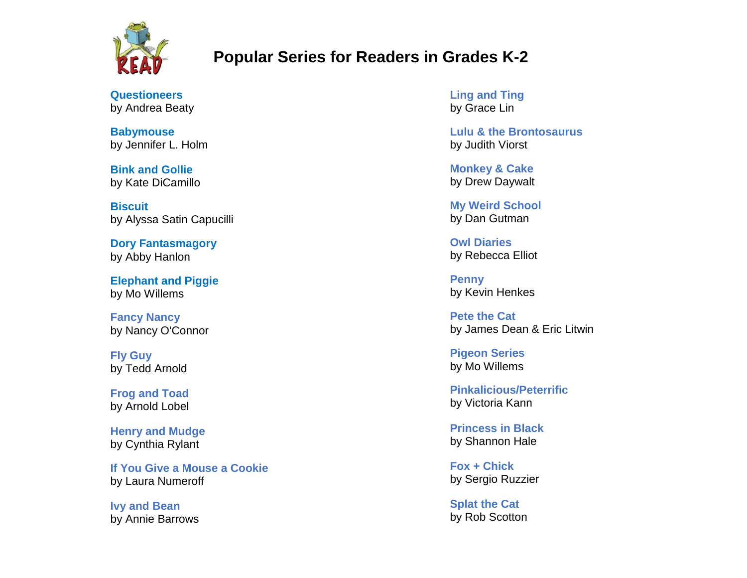# Popular Series for Readers in Grades K-2

**Questioneers**
by Andrea Beaty

**Babymouse**
by Jennifer L. Holm

**Bink and Gollie**
by Kate DiCamillo

**Biscuit**
by Alyssa Satin Capucilli

**Dory Fantasmagory**
by Abby Hanlon

**Elephant and Piggie**
by Mo Willems

**Fancy Nancy**
by Nancy O'Connor

**Fly Guy**
by Tedd Arnold

**Frog and Toad**
by Arnold Lobel

**Henry and Mudge**
by Cynthia Rylant

**If You Give a Mouse a Cookie**
by Laura Numeroff

**Ivy and Bean**
by Annie Barrows

**Ling and Ting**
by Grace Lin

**Lulu & the Brontosaurus**
by Judith Viorst

**Monkey & Cake**
by Drew Daywalt

**My Weird School**
by Dan Gutman

**Owl Diaries**
by Rebecca Elliot

**Penny**
by Kevin Henkes

**Pete the Cat**
by James Dean & Eric Litwin

**Pigeon Series**
by Mo Willems

**Pinkalicious/Peterrific**
by Victoria Kann

**Princess in Black**
by Shannon Hale

**Fox + Chick**
by Sergio Ruzzier

**Splat the Cat**
by Rob Scotton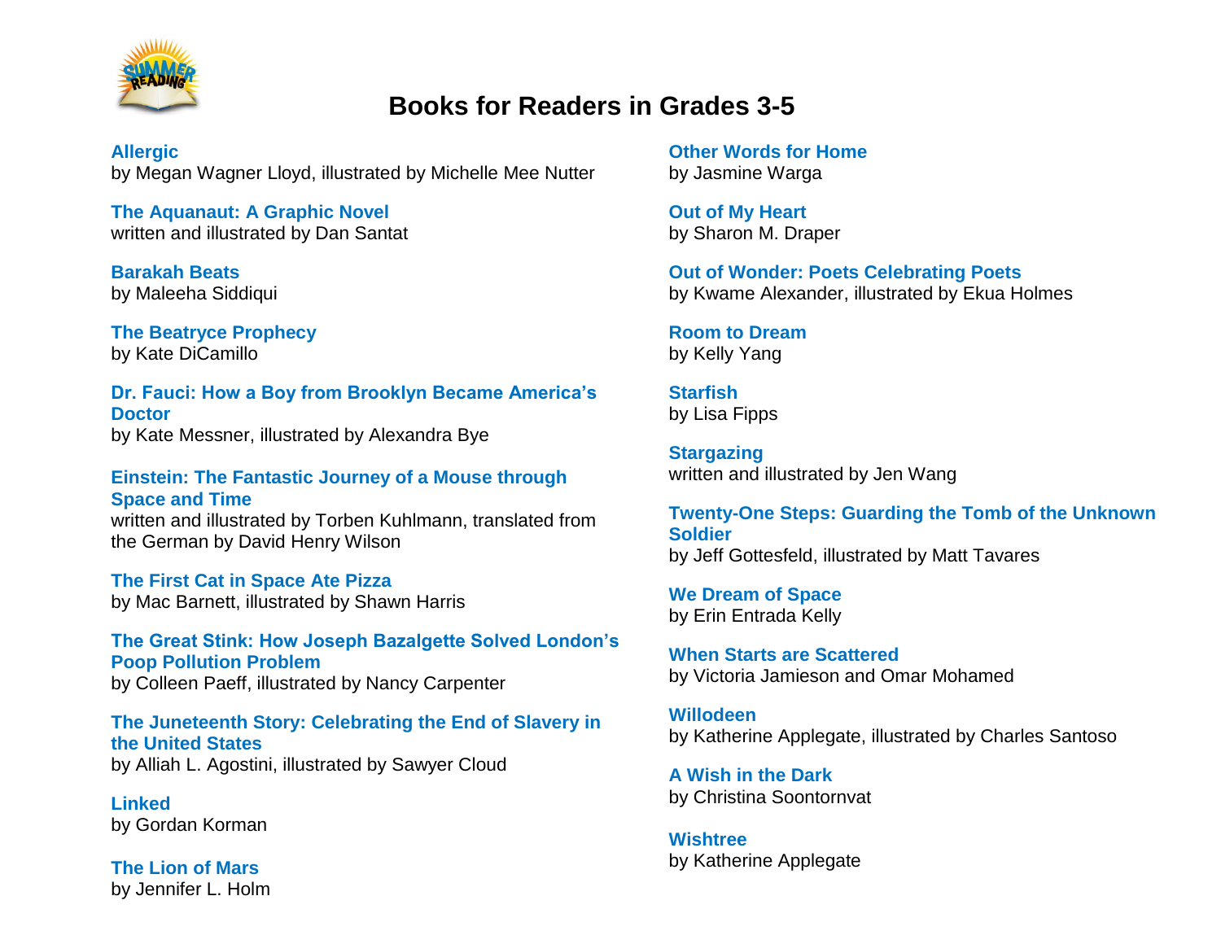# Books for Readers in Grades 3-5

**Allergic**
by Megan Wagner Lloyd, illustrated by Michelle Mee Nutter

**The Aquanaut: A Graphic Novel**
written and illustrated by Dan Santat

**Barakah Beats**
by Maleeha Siddiqui

**The Beatryce Prophecy**
by Kate DiCamillo

**Dr. Fauci: How a Boy from Brooklyn Became America's Doctor**
by Kate Messner, illustrated by Alexandra Bye

**Einstein: The Fantastic Journey of a Mouse through Space and Time**
written and illustrated by Torben Kuhlmann, translated from the German by David Henry Wilson

**The First Cat in Space Ate Pizza**
by Mac Barnett, illustrated by Shawn Harris

**The Great Stink: How Joseph Bazalgette Solved London's Poop Pollution Problem**
by Colleen Paeff, illustrated by Nancy Carpenter

**The Juneteenth Story: Celebrating the End of Slavery in the United States**
by Alliah L. Agostini, illustrated by Sawyer Cloud

**Linked**
by Gordan Korman

**The Lion of Mars**
by Jennifer L. Holm

**Other Words for Home**
by Jasmine Warga

**Out of My Heart**
by Sharon M. Draper

**Out of Wonder: Poets Celebrating Poets**
by Kwame Alexander, illustrated by Ekua Holmes

**Room to Dream**
by Kelly Yang

**Starfish**
by Lisa Fipps

**Stargazing**
written and illustrated by Jen Wang

**Twenty-One Steps: Guarding the Tomb of the Unknown Soldier**
by Jeff Gottesfeld, illustrated by Matt Tavares

**We Dream of Space**
by Erin Entrada Kelly

**When Starts are Scattered**
by Victoria Jamieson and Omar Mohamed

**Willodeen**
by Katherine Applegate, illustrated by Charles Santoso

**A Wish in the Dark**
by Christina Soontornvat

**Wishtree**
by Katherine Applegate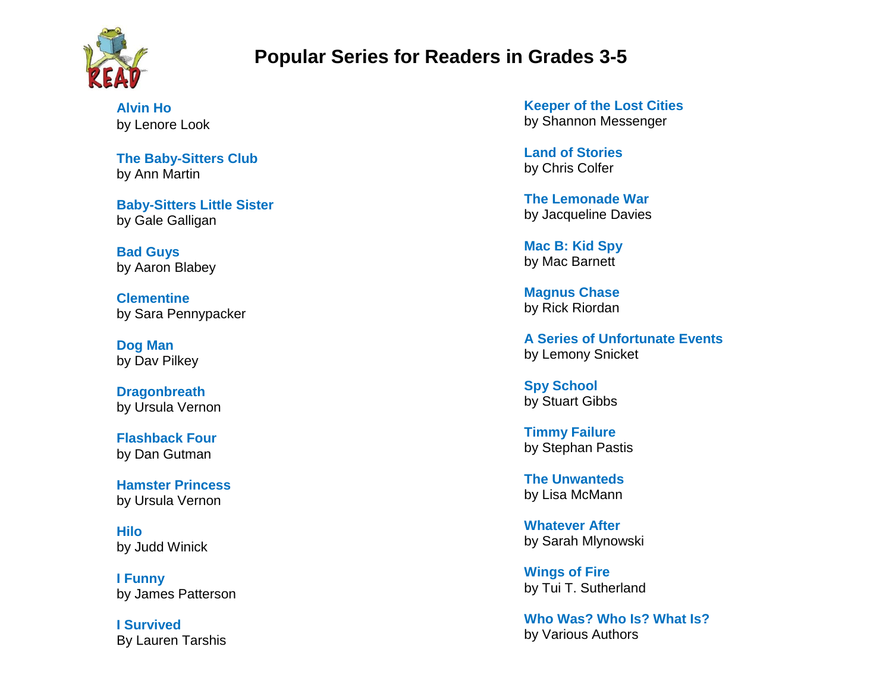# Popular Series for Readers in Grades 3-5

**Alvin Ho**
by Lenore Look

**The Baby-Sitters Club**
by Ann Martin

**Baby-Sitters Little Sister**
by Gale Galligan

**Bad Guys**
by Aaron Blabey

**Clementine**
by Sara Pennypacker

**Dog Man**
by Dav Pilkey

**Dragonbreath**
by Ursula Vernon

**Flashback Four**
by Dan Gutman

**Hamster Princess**
by Ursula Vernon

**Hilo**
by Judd Winick

**I Funny**
by James Patterson

**I Survived**
By Lauren Tarshis

**Keeper of the Lost Cities**
by Shannon Messenger

**Land of Stories**
by Chris Colfer

**The Lemonade War**
by Jacqueline Davies

**Mac B: Kid Spy**
by Mac Barnett

**Magnus Chase**
by Rick Riordan

**A Series of Unfortunate Events**
by Lemony Snicket

**Spy School**
by Stuart Gibbs

**Timmy Failure**
by Stephan Pastis

**The Unwanteds**
by Lisa McMann

**Whatever After**
by Sarah Mlynowski

**Wings of Fire**
by Tui T. Sutherland

**Who Was? Who Is? What Is?**
by Various Authors